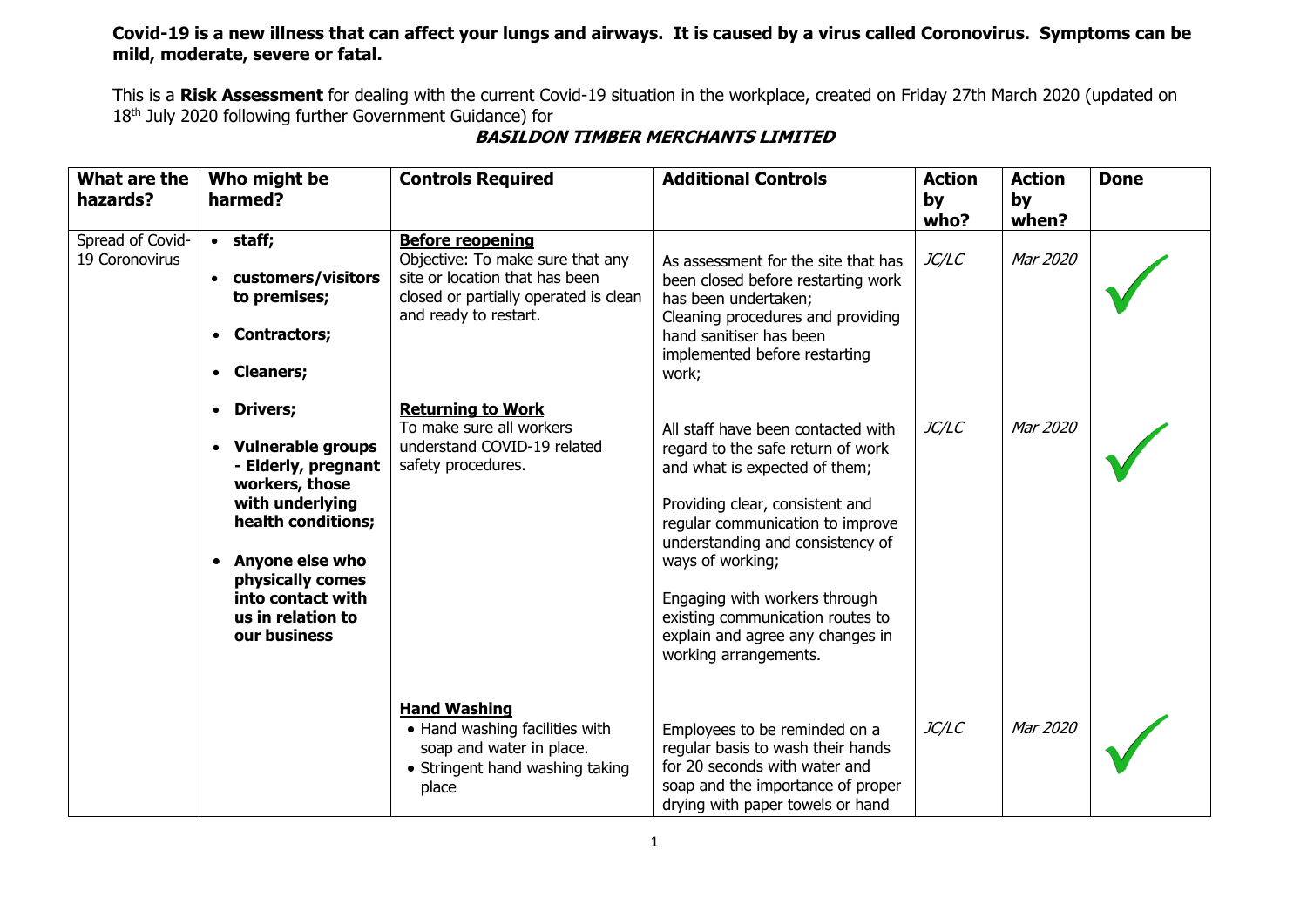**Covid-19 is a new illness that can affect your lungs and airways. It is caused by a virus called Coronovirus. Symptoms can be mild, moderate, severe or fatal.**

This is a **Risk Assessment** for dealing with the current Covid-19 situation in the workplace, created on Friday 27th March 2020 (updated on 18th July 2020 following further Government Guidance) for

***BASILDON TIMBER MERCHANTS LIMITED***

| What are the hazards? | Who might be harmed? | Controls Required | Additional Controls | Action by who? | Action by when? | Done |
|---|---|---|---|---|---|---|
| Spread of Covid-19 Coronovirus | • **staff;**<br>• **customers/visitors to premises;**<br>• **Contractors;**<br>• **Cleaners;**<br>• **Drivers;**<br>• **Vulnerable groups - Elderly, pregnant workers, those with underlying health conditions;**<br>• **Anyone else who physically comes into contact with us in relation to our business** | **Before reopening**<br>Objective: To make sure that any site or location that has been closed or partially operated is clean and ready to restart. | As assessment for the site that has been closed before restarting work has been undertaken;<br>Cleaning procedures and providing hand sanitiser has been implemented before restarting work; | *JC/LC* | *Mar 2020* | ✓ |
| | | **Returning to Work**<br>To make sure all workers understand COVID-19 related safety procedures. | All staff have been contacted with regard to the safe return of work and what is expected of them;<br><br>Providing clear, consistent and regular communication to improve understanding and consistency of ways of working;<br><br>Engaging with workers through existing communication routes to explain and agree any changes in working arrangements. | *JC/LC* | *Mar 2020* | ✓ |
| | | **Hand Washing**<br>• Hand washing facilities with soap and water in place.<br>• Stringent hand washing taking place | Employees to be reminded on a regular basis to wash their hands for 20 seconds with water and soap and the importance of proper drying with paper towels or hand | *JC/LC* | *Mar 2020* | ✓ |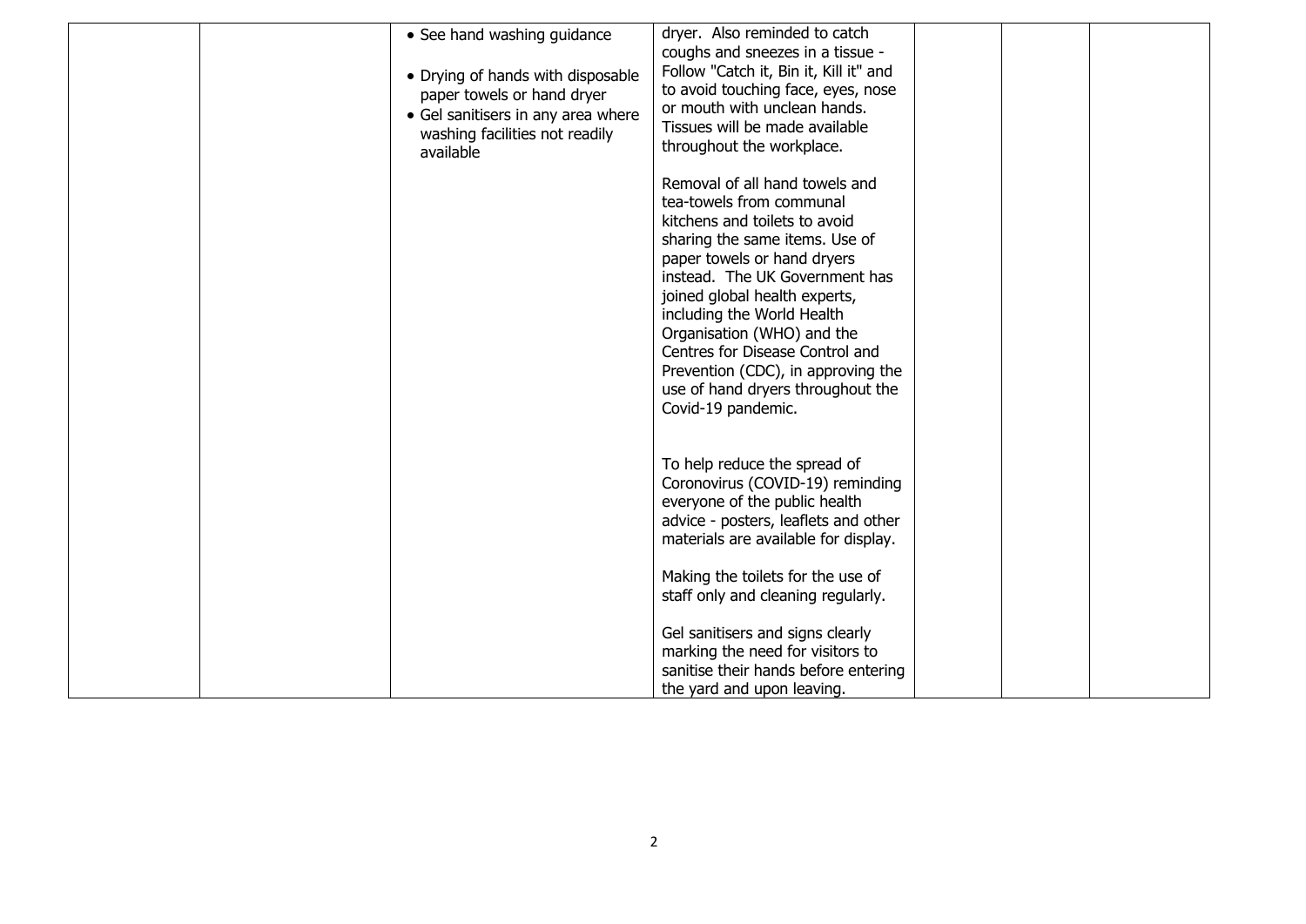|  |  |  |  |  |  |  |
|---|---|---|---|---|---|---|
|  |  | • See hand washing guidance<br><br>• Drying of hands with disposable paper towels or hand dryer<br>• Gel sanitisers in any area where washing facilities not readily available | dryer. Also reminded to catch coughs and sneezes in a tissue - Follow "Catch it, Bin it, Kill it" and to avoid touching face, eyes, nose or mouth with unclean hands. Tissues will be made available throughout the workplace.<br><br>Removal of all hand towels and tea-towels from communal kitchens and toilets to avoid sharing the same items. Use of paper towels or hand dryers instead. The UK Government has joined global health experts, including the World Health Organisation (WHO) and the Centres for Disease Control and Prevention (CDC), in approving the use of hand dryers throughout the Covid-19 pandemic.<br><br>To help reduce the spread of Coronovirus (COVID-19) reminding everyone of the public health advice - posters, leaflets and other materials are available for display.<br><br>Making the toilets for the use of staff only and cleaning regularly.<br><br>Gel sanitisers and signs clearly marking the need for visitors to sanitise their hands before entering the yard and upon leaving. |  |  |  |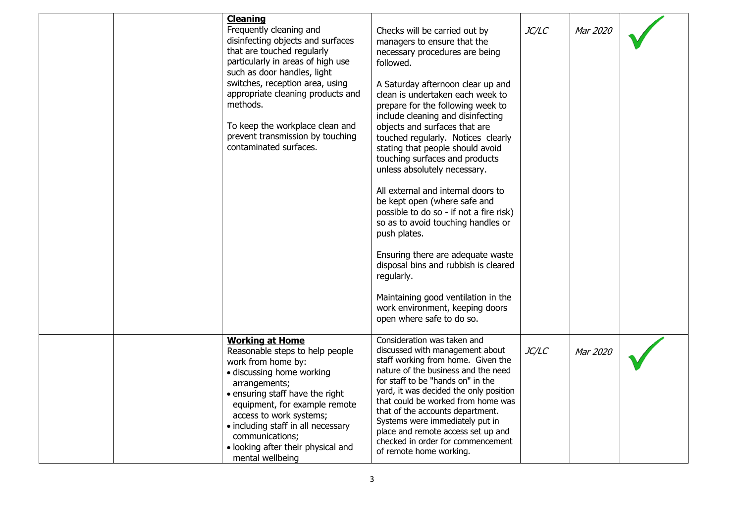| | | | | | | |
|---|---|---|---|---|---|---|
| | | **Cleaning**<br>Frequently cleaning and disinfecting objects and surfaces that are touched regularly particularly in areas of high use such as door handles, light switches, reception area, using appropriate cleaning products and methods.<br><br>To keep the workplace clean and prevent transmission by touching contaminated surfaces. | Checks will be carried out by managers to ensure that the necessary procedures are being followed.<br><br>A Saturday afternoon clear up and clean is undertaken each week to prepare for the following week to include cleaning and disinfecting objects and surfaces that are touched regularly. Notices clearly stating that people should avoid touching surfaces and products unless absolutely necessary.<br><br>All external and internal doors to be kept open (where safe and possible to do so - if not a fire risk) so as to avoid touching handles or push plates.<br><br>Ensuring there are adequate waste disposal bins and rubbish is cleared regularly.<br><br>Maintaining good ventilation in the work environment, keeping doors open where safe to do so. | *JC/LC* | *Mar 2020* | ✓ |
| | | **Working at Home**<br>Reasonable steps to help people work from home by:<br>• discussing home working arrangements;<br>• ensuring staff have the right equipment, for example remote access to work systems;<br>• including staff in all necessary communications;<br>• looking after their physical and mental wellbeing | Consideration was taken and discussed with management about staff working from home. Given the nature of the business and the need for staff to be "hands on" in the yard, it was decided the only position that could be worked from home was that of the accounts department. Systems were immediately put in place and remote access set up and checked in order for commencement of remote home working. | *JC/LC* | *Mar 2020* | ✓ |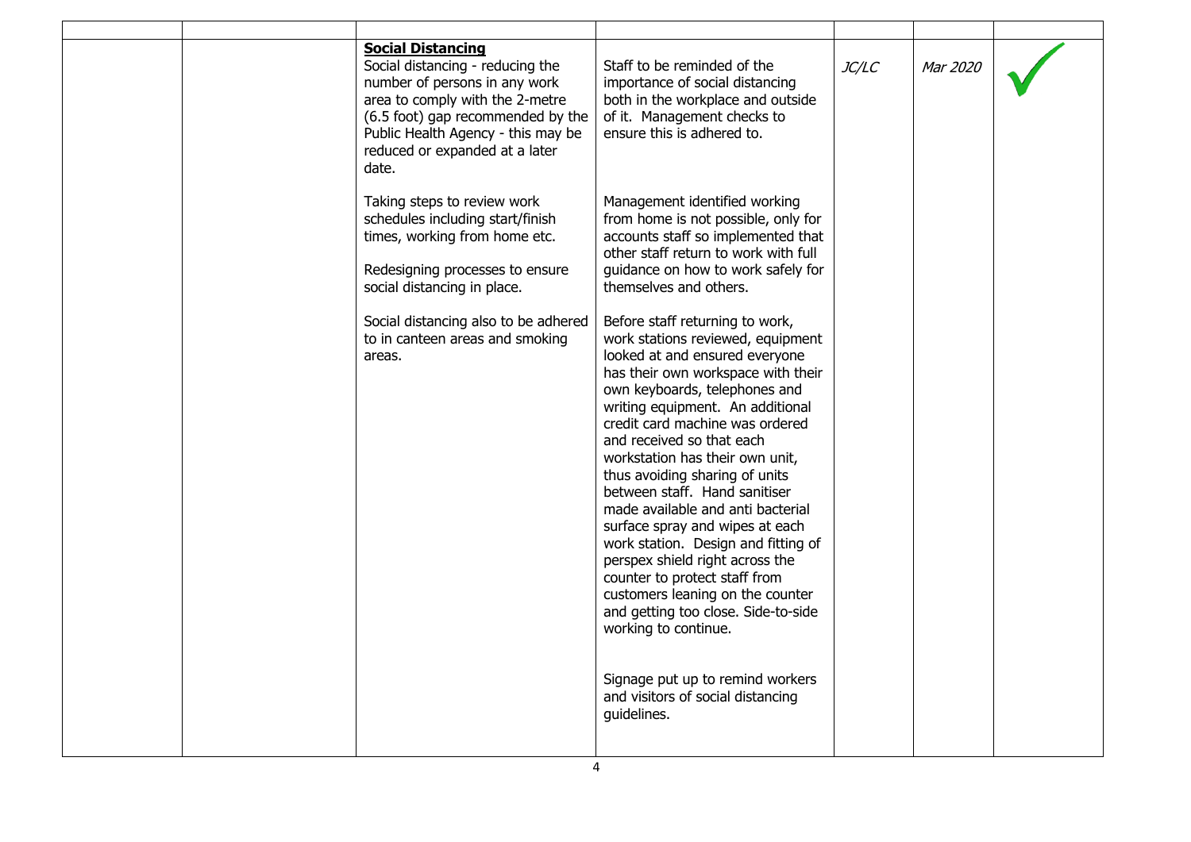|  |  |  |  |  |  |  |
|---|---|---|---|---|---|---|
|  |  | **Social Distancing**<br>Social distancing - reducing the number of persons in any work area to comply with the 2-metre (6.5 foot) gap recommended by the Public Health Agency - this may be reduced or expanded at a later date.<br><br>Taking steps to review work schedules including start/finish times, working from home etc.<br><br>Redesigning processes to ensure social distancing in place.<br><br>Social distancing also to be adhered to in canteen areas and smoking areas. | Staff to be reminded of the importance of social distancing both in the workplace and outside of it. Management checks to ensure this is adhered to.<br><br>Management identified working from home is not possible, only for accounts staff so implemented that other staff return to work with full guidance on how to work safely for themselves and others.<br><br>Before staff returning to work, work stations reviewed, equipment looked at and ensured everyone has their own workspace with their own keyboards, telephones and writing equipment. An additional credit card machine was ordered and received so that each workstation has their own unit, thus avoiding sharing of units between staff. Hand sanitiser made available and anti bacterial surface spray and wipes at each work station. Design and fitting of perspex shield right across the counter to protect staff from customers leaning on the counter and getting too close. Side-to-side working to continue.<br><br>Signage put up to remind workers and visitors of social distancing guidelines. | *JC/LC* | *Mar 2020* | ✓ |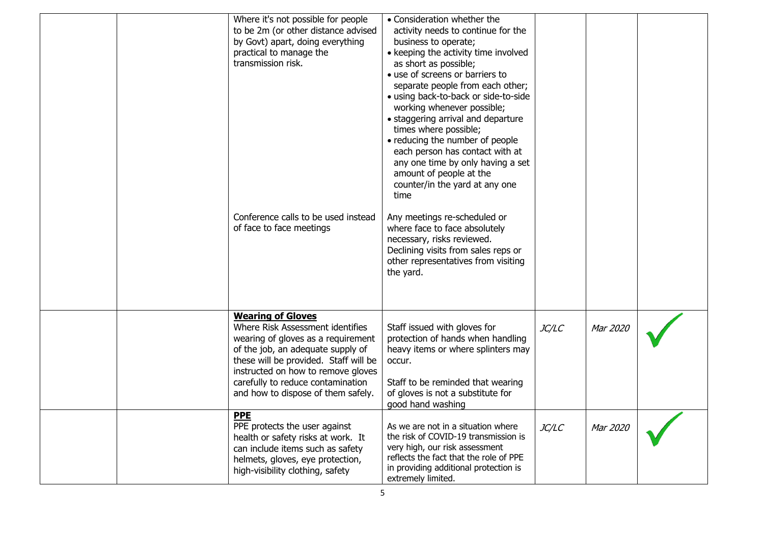|  |  |  |  |  |  |  |
|---|---|---|---|---|---|---|
|  |  | Where it's not possible for people to be 2m (or other distance advised by Govt) apart, doing everything practical to manage the transmission risk.<br><br>Conference calls to be used instead of face to face meetings | • Consideration whether the activity needs to continue for the business to operate;<br>• keeping the activity time involved as short as possible;<br>• use of screens or barriers to separate people from each other;<br>• using back-to-back or side-to-side working whenever possible;<br>• staggering arrival and departure times where possible;<br>• reducing the number of people each person has contact with at any one time by only having a set amount of people at the counter/in the yard at any one time<br><br>Any meetings re-scheduled or where face to face absolutely necessary, risks reviewed. Declining visits from sales reps or other representatives from visiting the yard. |  |  |  |
|  |  | **Wearing of Gloves**<br>Where Risk Assessment identifies wearing of gloves as a requirement of the job, an adequate supply of these will be provided. Staff will be instructed on how to remove gloves carefully to reduce contamination and how to dispose of them safely. | Staff issued with gloves for protection of hands when handling heavy items or where splinters may occur.<br><br>Staff to be reminded that wearing of gloves is not a substitute for good hand washing | *JC/LC* | *Mar 2020* | ✓ |
|  |  | **PPE**<br>PPE protects the user against health or safety risks at work. It can include items such as safety helmets, gloves, eye protection, high-visibility clothing, safety | As we are not in a situation where the risk of COVID-19 transmission is very high, our risk assessment reflects the fact that the role of PPE in providing additional protection is extremely limited. | *JC/LC* | *Mar 2020* | ✓ |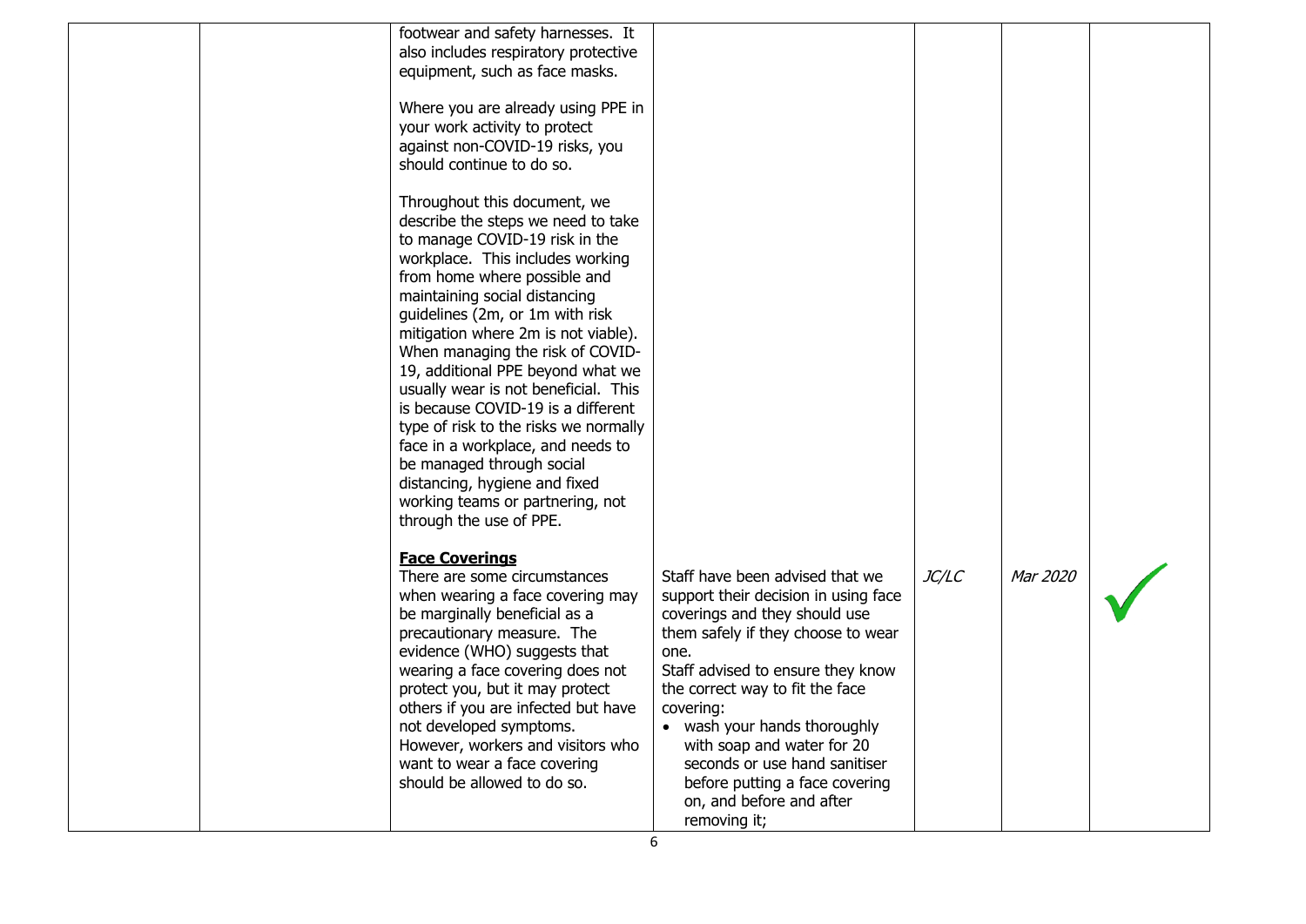| | | | | | | |
|---|---|---|---|---|---|---|
| | | footwear and safety harnesses. It also includes respiratory protective equipment, such as face masks.<br><br>Where you are already using PPE in your work activity to protect against non-COVID-19 risks, you should continue to do so.<br><br>Throughout this document, we describe the steps we need to take to manage COVID-19 risk in the workplace. This includes working from home where possible and maintaining social distancing guidelines (2m, or 1m with risk mitigation where 2m is not viable). When managing the risk of COVID-19, additional PPE beyond what we usually wear is not beneficial. This is because COVID-19 is a different type of risk to the risks we normally face in a workplace, and needs to be managed through social distancing, hygiene and fixed working teams or partnering, not through the use of PPE. | | | | |
| | | **Face Coverings**<br>There are some circumstances when wearing a face covering may be marginally beneficial as a precautionary measure. The evidence (WHO) suggests that wearing a face covering does not protect you, but it may protect others if you are infected but have not developed symptoms. However, workers and visitors who want to wear a face covering should be allowed to do so. | Staff have been advised that we support their decision in using face coverings and they should use them safely if they choose to wear one.<br>Staff advised to ensure they know the correct way to fit the face covering:<br>• wash your hands thoroughly with soap and water for 20 seconds or use hand sanitiser before putting a face covering on, and before and after removing it; | *JC/LC* | *Mar 2020* | ✓ |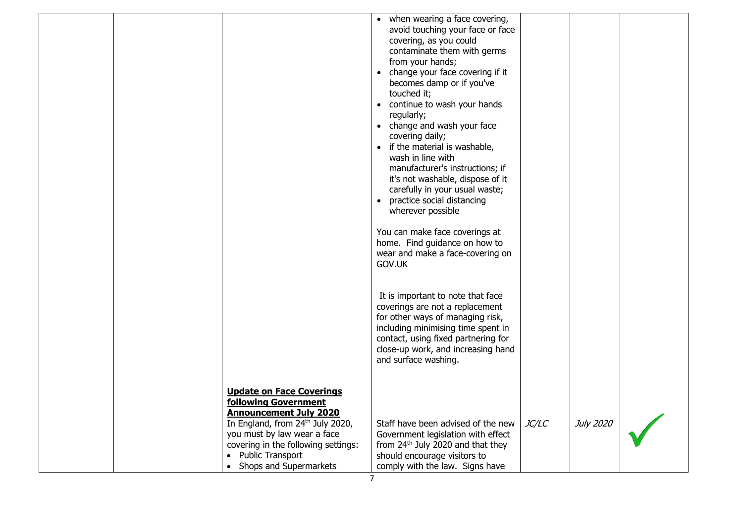| | | | | | | |
|---|---|---|---|---|---|---|
| | | | • when wearing a face covering, avoid touching your face or face covering, as you could contaminate them with germs from your hands;<br>• change your face covering if it becomes damp or if you've touched it;<br>• continue to wash your hands regularly;<br>• change and wash your face covering daily;<br>• if the material is washable, wash in line with manufacturer's instructions; if it's not washable, dispose of it carefully in your usual waste;<br>• practice social distancing wherever possible<br><br>You can make face coverings at home. Find guidance on how to wear and make a face-covering on GOV.UK<br><br>It is important to note that face coverings are not a replacement for other ways of managing risk, including minimising time spent in contact, using fixed partnering for close-up work, and increasing hand and surface washing. | | | |
| | | **Update on Face Coverings following Government Announcement July 2020**<br>In England, from 24th July 2020, you must by law wear a face covering in the following settings:<br>• Public Transport<br>• Shops and Supermarkets | Staff have been advised of the new Government legislation with effect from 24th July 2020 and that they should encourage visitors to comply with the law. Signs have | *JC/LC* | *July 2020* | ✓ |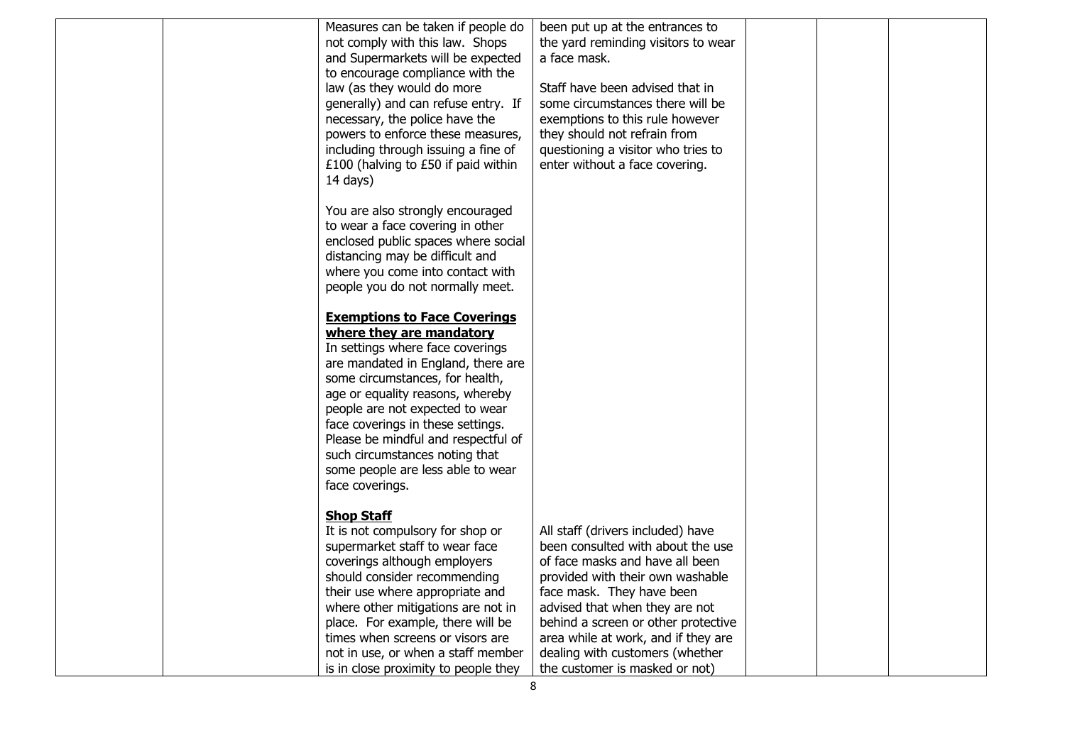|  |  |  |  |  |  |  |
|---|---|---|---|---|---|---|
|  |  | Measures can be taken if people do not comply with this law. Shops and Supermarkets will be expected to encourage compliance with the law (as they would do more generally) and can refuse entry. If necessary, the police have the powers to enforce these measures, including through issuing a fine of £100 (halving to £50 if paid within 14 days)<br><br>You are also strongly encouraged to wear a face covering in other enclosed public spaces where social distancing may be difficult and where you come into contact with people you do not normally meet.<br><br>**<u>Exemptions to Face Coverings where they are mandatory</u>**<br>In settings where face coverings are mandated in England, there are some circumstances, for health, age or equality reasons, whereby people are not expected to wear face coverings in these settings. Please be mindful and respectful of such circumstances noting that some people are less able to wear face coverings. | been put up at the entrances to the yard reminding visitors to wear a face mask.<br><br>Staff have been advised that in some circumstances there will be exemptions to this rule however they should not refrain from questioning a visitor who tries to enter without a face covering. |  |  |  |
|  |  | **<u>Shop Staff</u>**<br>It is not compulsory for shop or supermarket staff to wear face coverings although employers should consider recommending their use where appropriate and where other mitigations are not in place. For example, there will be times when screens or visors are not in use, or when a staff member is in close proximity to people they | All staff (drivers included) have been consulted with about the use of face masks and have all been provided with their own washable face mask. They have been advised that when they are not behind a screen or other protective area while at work, and if they are dealing with customers (whether the customer is masked or not) |  |  |  |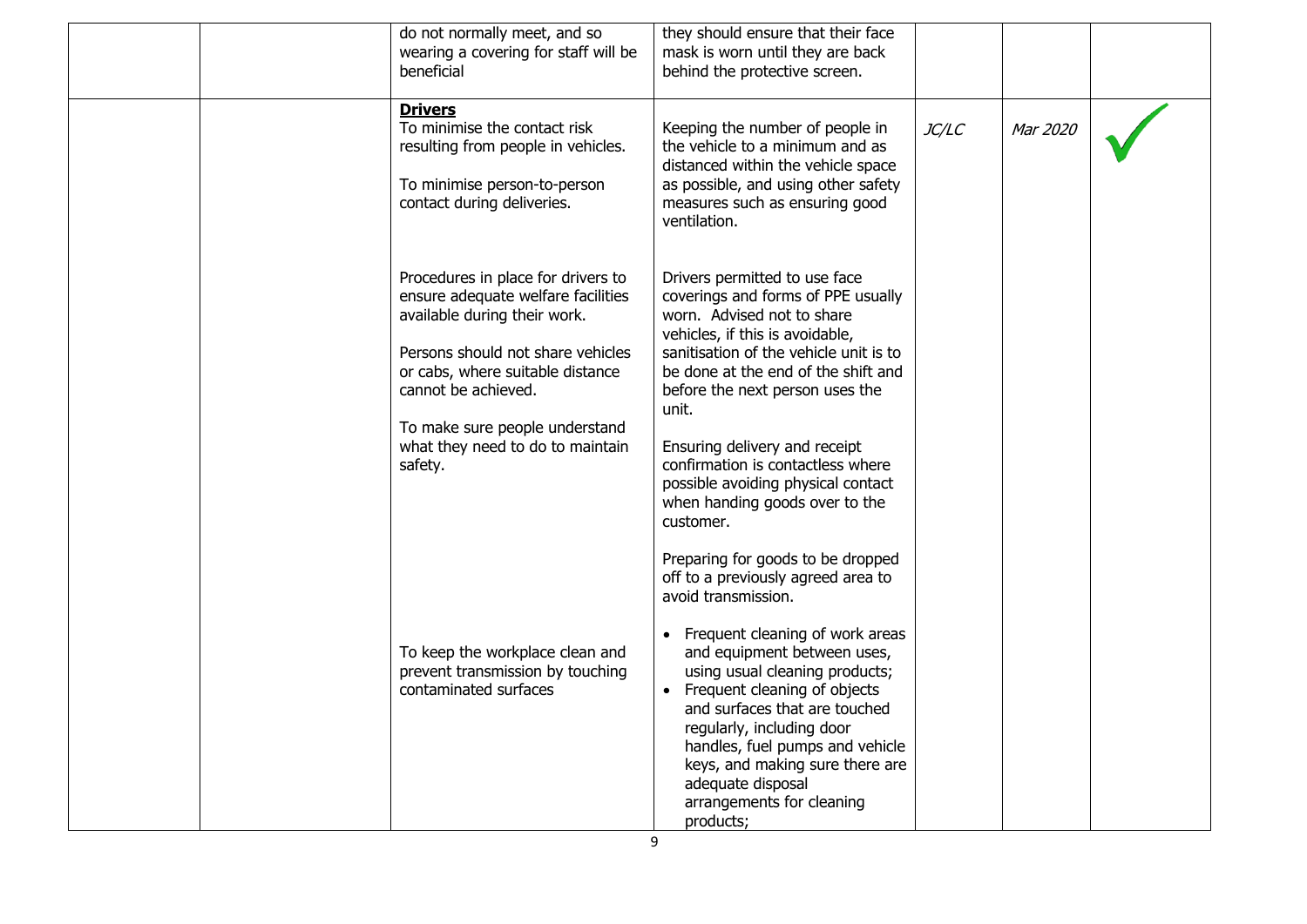|  |  |  |  |  |  |  |
|---|---|---|---|---|---|---|
|  |  | do not normally meet, and so wearing a covering for staff will be beneficial | they should ensure that their face mask is worn until they are back behind the protective screen. |  |  |  |
|  |  | **Drivers**<br>To minimise the contact risk resulting from people in vehicles.<br><br>To minimise person-to-person contact during deliveries.<br><br>Procedures in place for drivers to ensure adequate welfare facilities available during their work.<br><br>Persons should not share vehicles or cabs, where suitable distance cannot be achieved.<br><br>To make sure people understand what they need to do to maintain safety.<br><br>To keep the workplace clean and prevent transmission by touching contaminated surfaces | Keeping the number of people in the vehicle to a minimum and as distanced within the vehicle space as possible, and using other safety measures such as ensuring good ventilation.<br><br>Drivers permitted to use face coverings and forms of PPE usually worn. Advised not to share vehicles, if this is avoidable, sanitisation of the vehicle unit is to be done at the end of the shift and before the next person uses the unit.<br><br>Ensuring delivery and receipt confirmation is contactless where possible avoiding physical contact when handing goods over to the customer.<br><br>Preparing for goods to be dropped off to a previously agreed area to avoid transmission.<br><br>• Frequent cleaning of work areas and equipment between uses, using usual cleaning products;<br>• Frequent cleaning of objects and surfaces that are touched regularly, including door handles, fuel pumps and vehicle keys, and making sure there are adequate disposal arrangements for cleaning products; | *JC/LC* | *Mar 2020* | ✓ |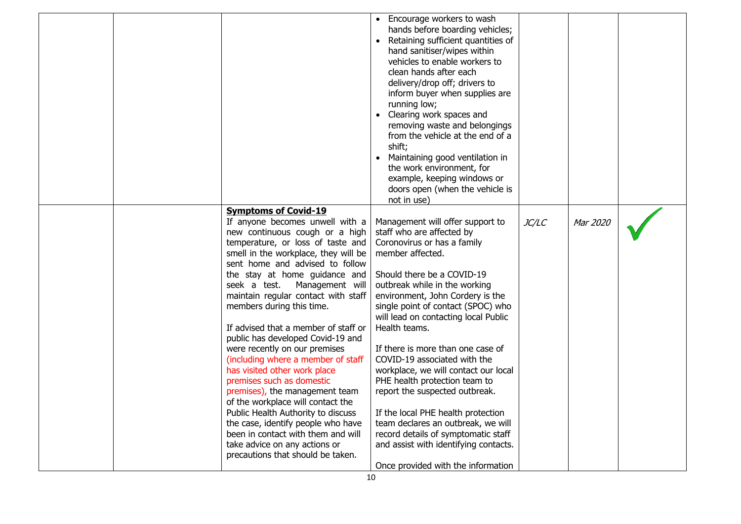| | | | | | | |
|---|---|---|---|---|---|---|
| | | | • Encourage workers to wash hands before boarding vehicles;<br>• Retaining sufficient quantities of hand sanitiser/wipes within vehicles to enable workers to clean hands after each delivery/drop off; drivers to inform buyer when supplies are running low;<br>• Clearing work spaces and removing waste and belongings from the vehicle at the end of a shift;<br>• Maintaining good ventilation in the work environment, for example, keeping windows or doors open (when the vehicle is not in use) | | | |
| | | **Symptoms of Covid-19**<br>If anyone becomes unwell with a new continuous cough or a high temperature, or loss of taste and smell in the workplace, they will be sent home and advised to follow the stay at home guidance and seek a test. Management will maintain regular contact with staff members during this time.<br><br>If advised that a member of staff or public has developed Covid-19 and were recently on our premises (including where a member of staff has visited other work place premises such as domestic premises), the management team of the workplace will contact the Public Health Authority to discuss the case, identify people who have been in contact with them and will take advice on any actions or precautions that should be taken. | Management will offer support to staff who are affected by Coronovirus or has a family member affected.<br><br>Should there be a COVID-19 outbreak while in the working environment, John Cordery is the single point of contact (SPOC) who will lead on contacting local Public Health teams.<br><br>If there is more than one case of COVID-19 associated with the workplace, we will contact our local PHE health protection team to report the suspected outbreak.<br><br>If the local PHE health protection team declares an outbreak, we will record details of symptomatic staff and assist with identifying contacts.<br><br>Once provided with the information | *JC/LC* | *Mar 2020* | ✓ |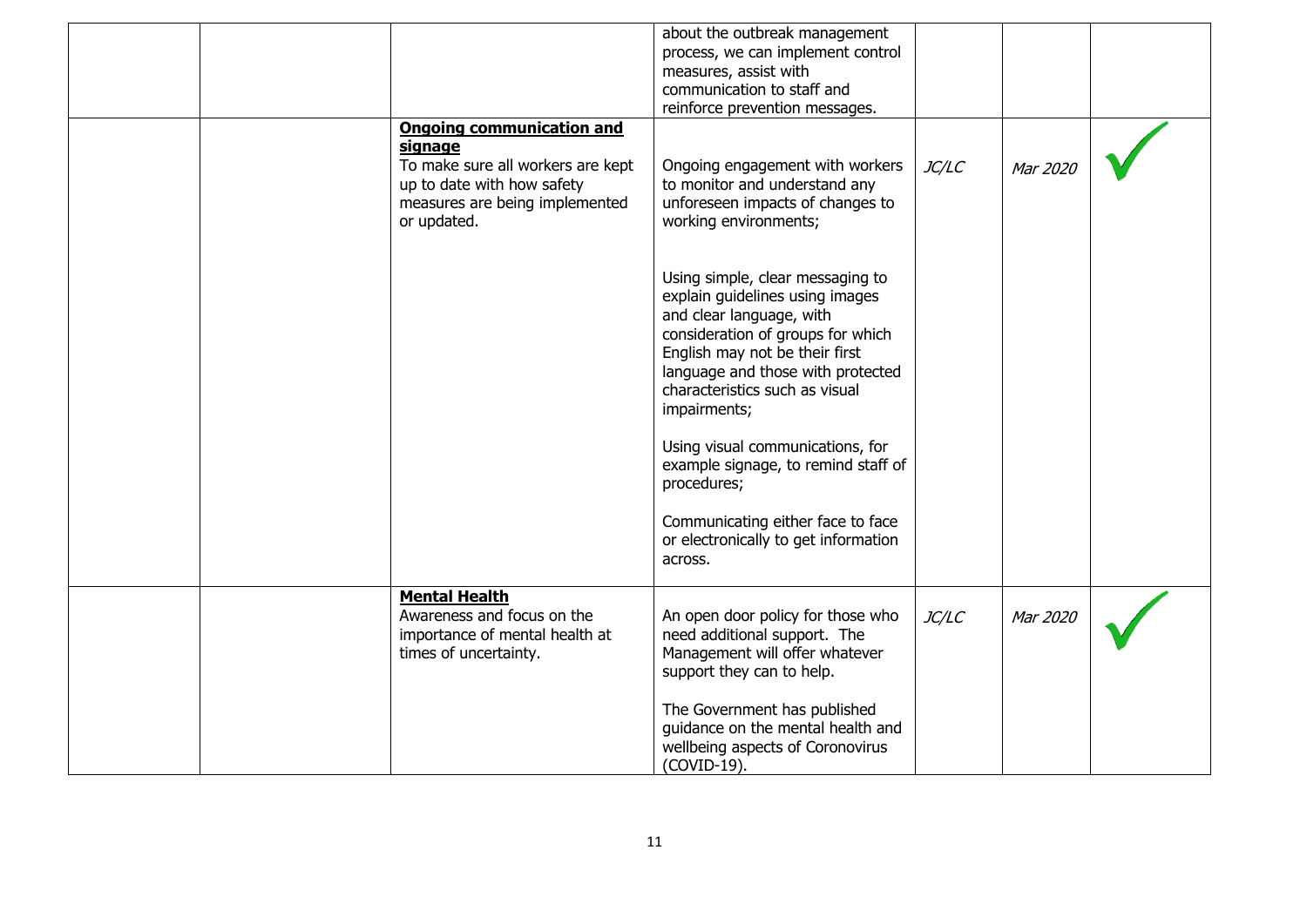| | | | | | | |
|---|---|---|---|---|---|---|
| | | | about the outbreak management process, we can implement control measures, assist with communication to staff and reinforce prevention messages. | | | |
| | | **Ongoing communication and signage**<br>To make sure all workers are kept up to date with how safety measures are being implemented or updated. | Ongoing engagement with workers to monitor and understand any unforeseen impacts of changes to working environments;<br><br>Using simple, clear messaging to explain guidelines using images and clear language, with consideration of groups for which English may not be their first language and those with protected characteristics such as visual impairments;<br><br>Using visual communications, for example signage, to remind staff of procedures;<br><br>Communicating either face to face or electronically to get information across. | *JC/LC* | *Mar 2020* | ✓ |
| | | **Mental Health**<br>Awareness and focus on the importance of mental health at times of uncertainty. | An open door policy for those who need additional support. The Management will offer whatever support they can to help.<br><br>The Government has published guidance on the mental health and wellbeing aspects of Coronovirus (COVID-19). | *JC/LC* | *Mar 2020* | ✓ |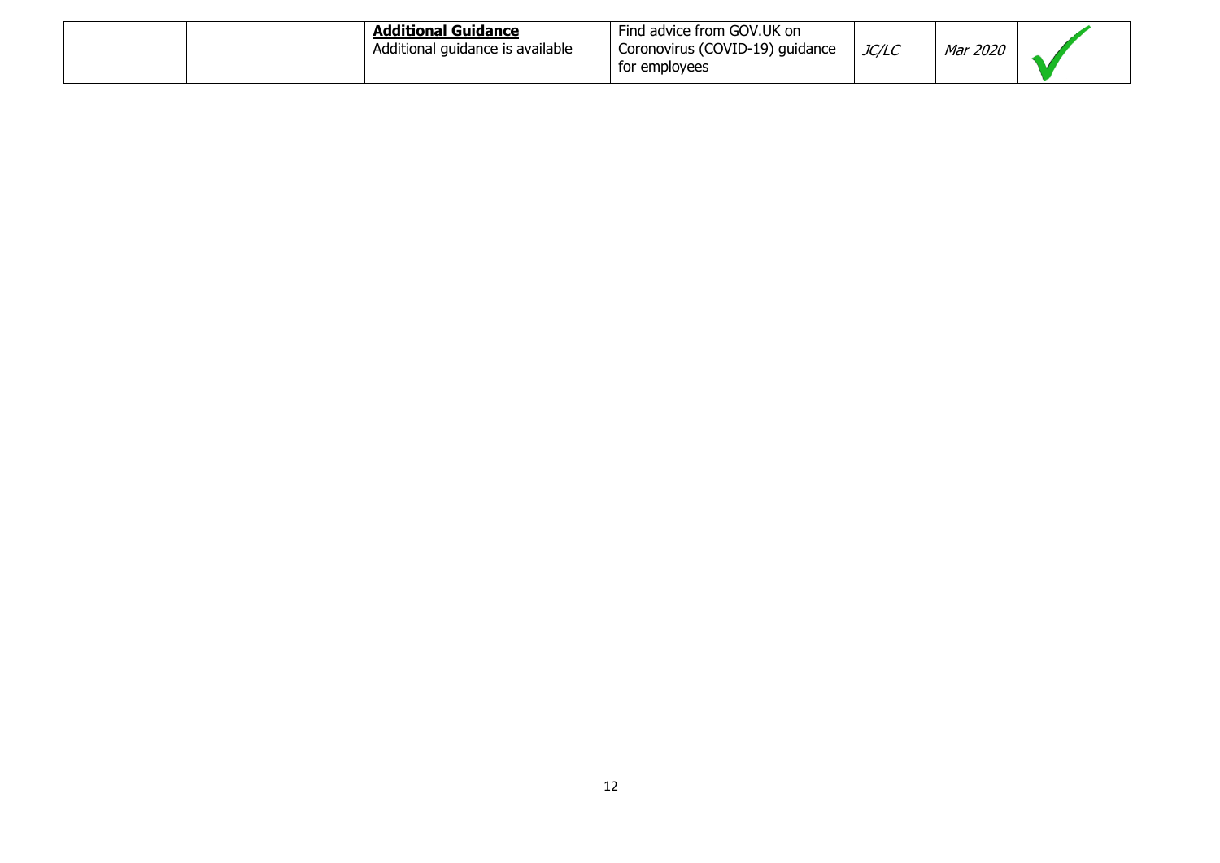| | | | | | | |
|---|---|---|---|---|---|---|
| | | **Additional Guidance**<br>Additional guidance is available | Find advice from GOV.UK on Coronovirus (COVID-19) guidance for employees | *JC/LC* | *Mar 2020* | ✓ |